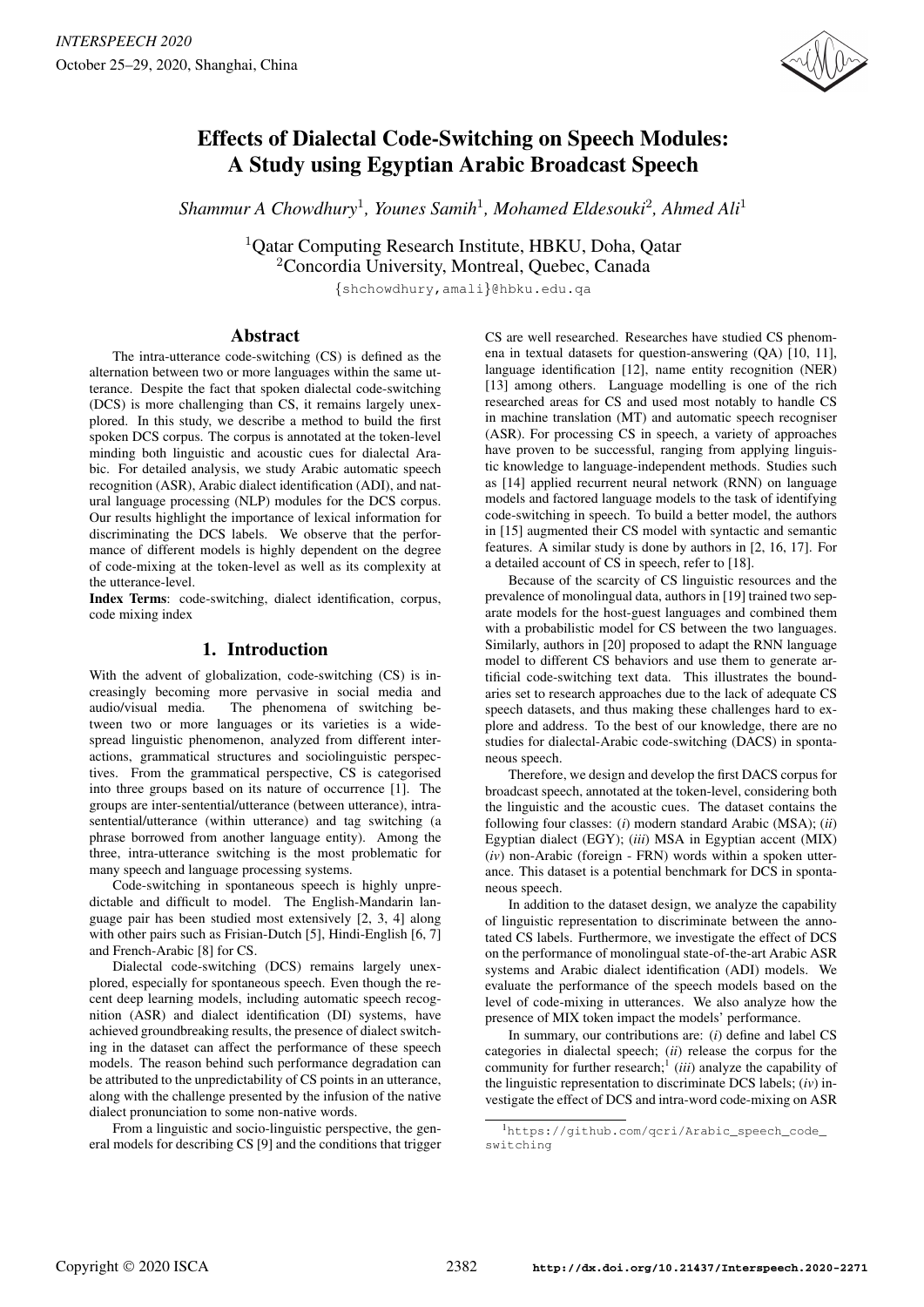# Effects of Dialectal Code-Switching on Speech Modules: A Study using Egyptian Arabic Broadcast Speech

*Shammur A Chowdhury*[1], *Younes Samih*[1], *Mohamed Eldesouki*[2], *Ahmed Ali*[1]

[1]Qatar Computing Research Institute, HBKU, Doha, Qatar
[2]Concordia University, Montreal, Quebec, Canada

{shchowdhury,amali}@hbku.edu.qa

## Abstract

The intra-utterance code-switching (CS) is defined as the alternation between two or more languages within the same utterance. Despite the fact that spoken dialectal code-switching (DCS) is more challenging than CS, it remains largely unexplored. In this study, we describe a method to build the first spoken DCS corpus. The corpus is annotated at the token-level minding both linguistic and acoustic cues for dialectal Arabic. For detailed analysis, we study Arabic automatic speech recognition (ASR), Arabic dialect identification (ADI), and natural language processing (NLP) modules for the DCS corpus. Our results highlight the importance of lexical information for discriminating the DCS labels. We observe that the performance of different models is highly dependent on the degree of code-mixing at the token-level as well as its complexity at the utterance-level.

**Index Terms**: code-switching, dialect identification, corpus, code mixing index

## 1. Introduction

With the advent of globalization, code-switching (CS) is increasingly becoming more pervasive in social media and audio/visual media. The phenomena of switching between two or more languages or its varieties is a widespread linguistic phenomenon, analyzed from different interactions, grammatical structures and sociolinguistic perspectives. From the grammatical perspective, CS is categorised into three groups based on its nature of occurrence [1]. The groups are inter-sentential/utterance (between utterance), intra-sentential/utterance (within utterance) and tag switching (a phrase borrowed from another language entity). Among the three, intra-utterance switching is the most problematic for many speech and language processing systems.

Code-switching in spontaneous speech is highly unpredictable and difficult to model. The English-Mandarin language pair has been studied most extensively [2, 3, 4] along with other pairs such as Frisian-Dutch [5], Hindi-English [6, 7] and French-Arabic [8] for CS.

Dialectal code-switching (DCS) remains largely unexplored, especially for spontaneous speech. Even though the recent deep learning models, including automatic speech recognition (ASR) and dialect identification (DI) systems, have achieved groundbreaking results, the presence of dialect switching in the dataset can affect the performance of these speech models. The reason behind such performance degradation can be attributed to the unpredictability of CS points in an utterance, along with the challenge presented by the infusion of the native dialect pronunciation to some non-native words.

From a linguistic and socio-linguistic perspective, the general models for describing CS [9] and the conditions that trigger CS are well researched. Researches have studied CS phenomena in textual datasets for question-answering (QA) [10, 11], language identification [12], name entity recognition (NER) [13] among others. Language modelling is one of the rich researched areas for CS and used most notably to handle CS in machine translation (MT) and automatic speech recogniser (ASR). For processing CS in speech, a variety of approaches have proven to be successful, ranging from applying linguistic knowledge to language-independent methods. Studies such as [14] applied recurrent neural network (RNN) on language models and factored language models to the task of identifying code-switching in speech. To build a better model, the authors in [15] augmented their CS model with syntactic and semantic features. A similar study is done by authors in [2, 16, 17]. For a detailed account of CS in speech, refer to [18].

Because of the scarcity of CS linguistic resources and the prevalence of monolingual data, authors in [19] trained two separate models for the host-guest languages and combined them with a probabilistic model for CS between the two languages. Similarly, authors in [20] proposed to adapt the RNN language model to different CS behaviors and use them to generate artificial code-switching text data. This illustrates the boundaries set to research approaches due to the lack of adequate CS speech datasets, and thus making these challenges hard to explore and address. To the best of our knowledge, there are no studies for dialectal-Arabic code-switching (DACS) in spontaneous speech.

Therefore, we design and develop the first DACS corpus for broadcast speech, annotated at the token-level, considering both the linguistic and the acoustic cues. The dataset contains the following four classes: (*i*) modern standard Arabic (MSA); (*ii*) Egyptian dialect (EGY); (*iii*) MSA in Egyptian accent (MIX) (*iv*) non-Arabic (foreign - FRN) words within a spoken utterance. This dataset is a potential benchmark for DCS in spontaneous speech.

In addition to the dataset design, we analyze the capability of linguistic representation to discriminate between the annotated CS labels. Furthermore, we investigate the effect of DCS on the performance of monolingual state-of-the-art Arabic ASR systems and Arabic dialect identification (ADI) models. We evaluate the performance of the speech models based on the level of code-mixing in utterances. We also analyze how the presence of MIX token impact the models' performance.

In summary, our contributions are: (*i*) define and label CS categories in dialectal speech; (*ii*) release the corpus for the community for further research;[1] (*iii*) analyze the capability of the linguistic representation to discriminate DCS labels; (*iv*) investigate the effect of DCS and intra-word code-mixing on ASR

[1] https://github.com/qcri/Arabic_speech_code_switching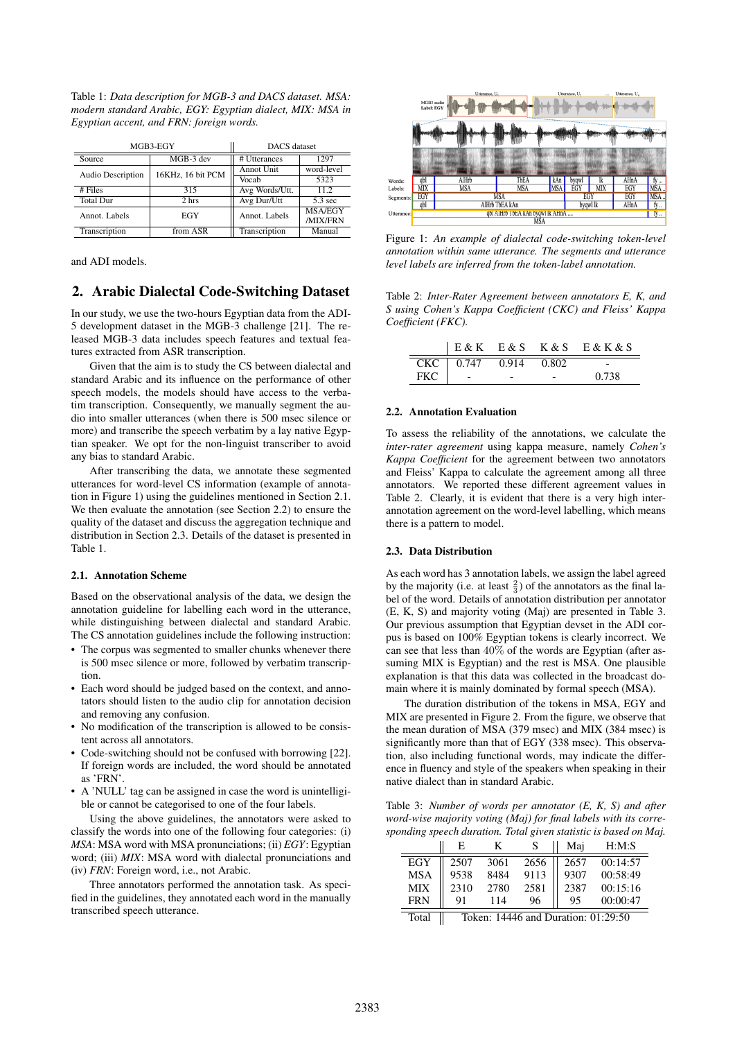Table 1: *Data description for MGB-3 and DACS dataset. MSA: modern standard Arabic, EGY: Egyptian dialect, MIX: MSA in Egyptian accent, and FRN: foreign words.*

| MGB3-EGY | | DACS dataset | |
|---|---|---|---|
| Source | MGB-3 dev | # Utterances | 1297 |
| Audio Description | 16KHz, 16 bit PCM | Annot Unit | word-level |
| | | Vocab | 5323 |
| # Files | 315 | Avg Words/Utt. | 11.2 |
| Total Dur | 2 hrs | Avg Dur/Utt | 5.3 sec |
| Annot. Labels | EGY | Annot. Labels | MSA/EGY /MIX/FRN |
| Transcription | from ASR | Transcription | Manual |

and ADI models.

## 2. Arabic Dialectal Code-Switching Dataset

In our study, we use the two-hours Egyptian data from the ADI-5 development dataset in the MGB-3 challenge [21]. The released MGB-3 data includes speech features and textual features extracted from ASR transcription.

Given that the aim is to study the CS between dialectal and standard Arabic and its influence on the performance of other speech models, the models should have access to the verbatim transcription. Consequently, we manually segment the audio into smaller utterances (when there is 500 msec silence or more) and transcribe the speech verbatim by a lay native Egyptian speaker. We opt for the non-linguist transcriber to avoid any bias to standard Arabic.

After transcribing the data, we annotate these segmented utterances for word-level CS information (example of annotation in Figure 1) using the guidelines mentioned in Section 2.1. We then evaluate the annotation (see Section 2.2) to ensure the quality of the dataset and discuss the aggregation technique and distribution in Section 2.3. Details of the dataset is presented in Table 1.

### 2.1. Annotation Scheme

Based on the observational analysis of the data, we design the annotation guideline for labelling each word in the utterance, while distinguishing between dialectal and standard Arabic. The CS annotation guidelines include the following instruction:

- The corpus was segmented to smaller chunks whenever there is 500 msec silence or more, followed by verbatim transcription.
- Each word should be judged based on the context, and annotators should listen to the audio clip for annotation decision and removing any confusion.
- No modification of the transcription is allowed to be consistent across all annotators.
- Code-switching should not be confused with borrowing [22]. If foreign words are included, the word should be annotated as 'FRN'.
- A 'NULL' tag can be assigned in case the word is unintelligible or cannot be categorised to one of the four labels.

Using the above guidelines, the annotators were asked to classify the words into one of the following four categories: (i) *MSA*: MSA word with MSA pronunciations; (ii) *EGY*: Egyptian word; (iii) *MIX*: MSA word with dialectal pronunciations and (iv) *FRN*: Foreign word, i.e., not Arabic.

Three annotators performed the annotation task. As specified in the guidelines, they annotated each word in the manually transcribed speech utterance.

Figure 1: *An example of dialectal code-switching token-level annotation within same utterance. The segments and utterance level labels are inferred from the token-label annotation.*

Table 2: *Inter-Rater Agreement between annotators E, K, and S using Cohen's Kappa Coefficient (CKC) and Fleiss' Kappa Coefficient (FKC).*

| | E & K | E & S | K & S | E & K & S |
|---|---|---|---|---|
| CKC | 0.747 | 0.914 | 0.802 | - |
| FKC | - | - | - | 0.738 |

### 2.2. Annotation Evaluation

To assess the reliability of the annotations, we calculate the *inter-rater agreement* using kappa measure, namely *Cohen's Kappa Coefficient* for the agreement between two annotators and Fleiss' Kappa to calculate the agreement among all three annotators. We reported these different agreement values in Table 2. Clearly, it is evident that there is a very high inter-annotation agreement on the word-level labelling, which means there is a pattern to model.

### 2.3. Data Distribution

As each word has 3 annotation labels, we assign the label agreed by the majority (i.e. at least $\frac{2}{3}$) of the annotators as the final label of the word. Details of annotation distribution per annotator (E, K, S) and majority voting (Maj) are presented in Table 3. Our previous assumption that Egyptian devset in the ADI corpus is based on 100% Egyptian tokens is clearly incorrect. We can see that less than $40\%$ of the words are Egyptian (after assuming MIX is Egyptian) and the rest is MSA. One plausible explanation is that this data was collected in the broadcast domain where it is mainly dominated by formal speech (MSA).

The duration distribution of the tokens in MSA, EGY and MIX are presented in Figure 2. From the figure, we observe that the mean duration of MSA (379 msec) and MIX (384 msec) is significantly more than that of EGY (338 msec). This observation, also including functional words, may indicate the difference in fluency and style of the speakers when speaking in their native dialect than in standard Arabic.

Table 3: *Number of words per annotator (E, K, S) and after word-wise majority voting (Maj) for final labels with its corresponding speech duration. Total given statistic is based on Maj.*

| | E | K | S | Maj | H:M:S |
|---|---|---|---|---|---|
| EGY | 2507 | 3061 | 2656 | 2657 | 00:14:57 |
| MSA | 9538 | 8484 | 9113 | 9307 | 00:58:49 |
| MIX | 2310 | 2780 | 2581 | 2387 | 00:15:16 |
| FRN | 91 | 114 | 96 | 95 | 00:00:47 |
| Total | Token: 14446 and Duration: 01:29:50 | | | | |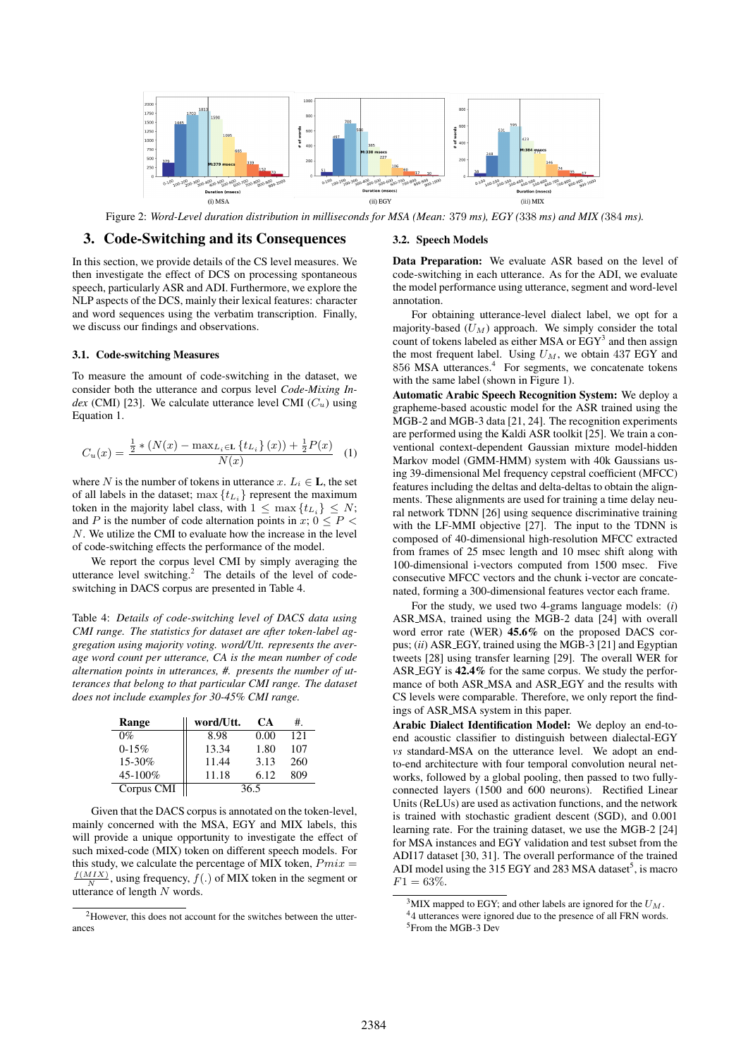Figure 2: *Word-Level duration distribution in milliseconds for MSA (Mean: 379 ms), EGY (338 ms) and MIX (384 ms).*

## 3. Code-Switching and its Consequences

In this section, we provide details of the CS level measures. We then investigate the effect of DCS on processing spontaneous speech, particularly ASR and ADI. Furthermore, we explore the NLP aspects of the DCS, mainly their lexical features: character and word sequences using the verbatim transcription. Finally, we discuss our findings and observations.

### 3.1. Code-switching Measures

To measure the amount of code-switching in the dataset, we consider both the utterance and corpus level *Code-Mixing Index* (CMI) [23]. We calculate utterance level CMI ($C_u$) using Equation 1.

$$C_u(x) = \frac{\frac{1}{2} * (N(x) - \max_{L_i \in \mathbf{L}} \{t_{L_i}\}(x)) + \frac{1}{2}P(x)}{N(x)} \quad (1)$$

where $N$ is the number of tokens in utterance $x$. $L_i \in \mathbf{L}$, the set of all labels in the dataset; $\max\{t_{L_i}\}$ represent the maximum token in the majority label class, with $1 \leq \max\{t_{L_i}\} \leq N$; and $P$ is the number of code alternation points in $x$; $0 \leq P < N$. We utilize the CMI to evaluate how the increase in the level of code-switching effects the performance of the model.

We report the corpus level CMI by simply averaging the utterance level switching.[2] The details of the level of code-switching in DACS corpus are presented in Table 4.

Table 4: *Details of code-switching level of DACS data using CMI range. The statistics for dataset are after token-label aggregation using majority voting. word/Utt. represents the average word count per utterance, CA is the mean number of code alternation points in utterances, #. presents the number of utterances that belong to that particular CMI range. The dataset does not include examples for 30-45% CMI range.*

| Range | word/Utt. | CA | #. |
|---|---|---|---|
| 0% | 8.98 | 0.00 | 121 |
| 0-15% | 13.34 | 1.80 | 107 |
| 15-30% | 11.44 | 3.13 | 260 |
| 45-100% | 11.18 | 6.12 | 809 |
| Corpus CMI | 36.5 | | |

Given that the DACS corpus is annotated on the token-level, mainly concerned with the MSA, EGY and MIX labels, this will provide a unique opportunity to investigate the effect of such mixed-code (MIX) token on different speech models. For this study, we calculate the percentage of MIX token, $Pmix = \frac{f(MIX)}{N}$, using frequency, $f(.)$ of MIX token in the segment or utterance of length $N$ words.

[2] However, this does not account for the switches between the utterances

### 3.2. Speech Models

**Data Preparation:** We evaluate ASR based on the level of code-switching in each utterance. As for the ADI, we evaluate the model performance using utterance, segment and word-level annotation.

For obtaining utterance-level dialect label, we opt for a majority-based ($U_M$) approach. We simply consider the total count of tokens labeled as either MSA or EGY[3] and then assign the most frequent label. Using $U_M$, we obtain 437 EGY and 856 MSA utterances.[4] For segments, we concatenate tokens with the same label (shown in Figure 1).

**Automatic Arabic Speech Recognition System:** We deploy a grapheme-based acoustic model for the ASR trained using the MGB-2 and MGB-3 data [21, 24]. The recognition experiments are performed using the Kaldi ASR toolkit [25]. We train a conventional context-dependent Gaussian mixture model-hidden Markov model (GMM-HMM) system with 40k Gaussians using 39-dimensional Mel frequency cepstral coefficient (MFCC) features including the deltas and delta-deltas to obtain the alignments. These alignments are used for training a time delay neural network TDNN [26] using sequence discriminative training with the LF-MMI objective [27]. The input to the TDNN is composed of 40-dimensional high-resolution MFCC extracted from frames of 25 msec length and 10 msec shift along with 100-dimensional i-vectors computed from 1500 msec. Five consecutive MFCC vectors and the chunk i-vector are concatenated, forming a 300-dimensional features vector each frame.

For the study, we used two 4-grams language models: (*i*) ASR_MSA, trained using the MGB-2 data [24] with overall word error rate (WER) **45.6%** on the proposed DACS corpus; (*ii*) ASR_EGY, trained using the MGB-3 [21] and Egyptian tweets [28] using transfer learning [29]. The overall WER for ASR_EGY is **42.4%** for the same corpus. We study the performance of both ASR_MSA and ASR_EGY and the results with CS levels were comparable. Therefore, we only report the findings of ASR_MSA system in this paper.

**Arabic Dialect Identification Model:** We deploy an end-to-end acoustic classifier to distinguish between dialectal-EGY *vs* standard-MSA on the utterance level. We adopt an end-to-end architecture with four temporal convolution neural networks, followed by a global pooling, then passed to two fully-connected layers (1500 and 600 neurons). Rectified Linear Units (ReLUs) are used as activation functions, and the network is trained with stochastic gradient descent (SGD), and 0.001 learning rate. For the training dataset, we use the MGB-2 [24] for MSA instances and EGY validation and test subset from the ADI17 dataset [30, 31]. The overall performance of the trained ADI model using the 315 EGY and 283 MSA dataset[5], is macro $F1 = 63\%$.

[3] MIX mapped to EGY; and other labels are ignored for the $U_M$.

[4] 4 utterances were ignored due to the presence of all FRN words.

[5] From the MGB-3 Dev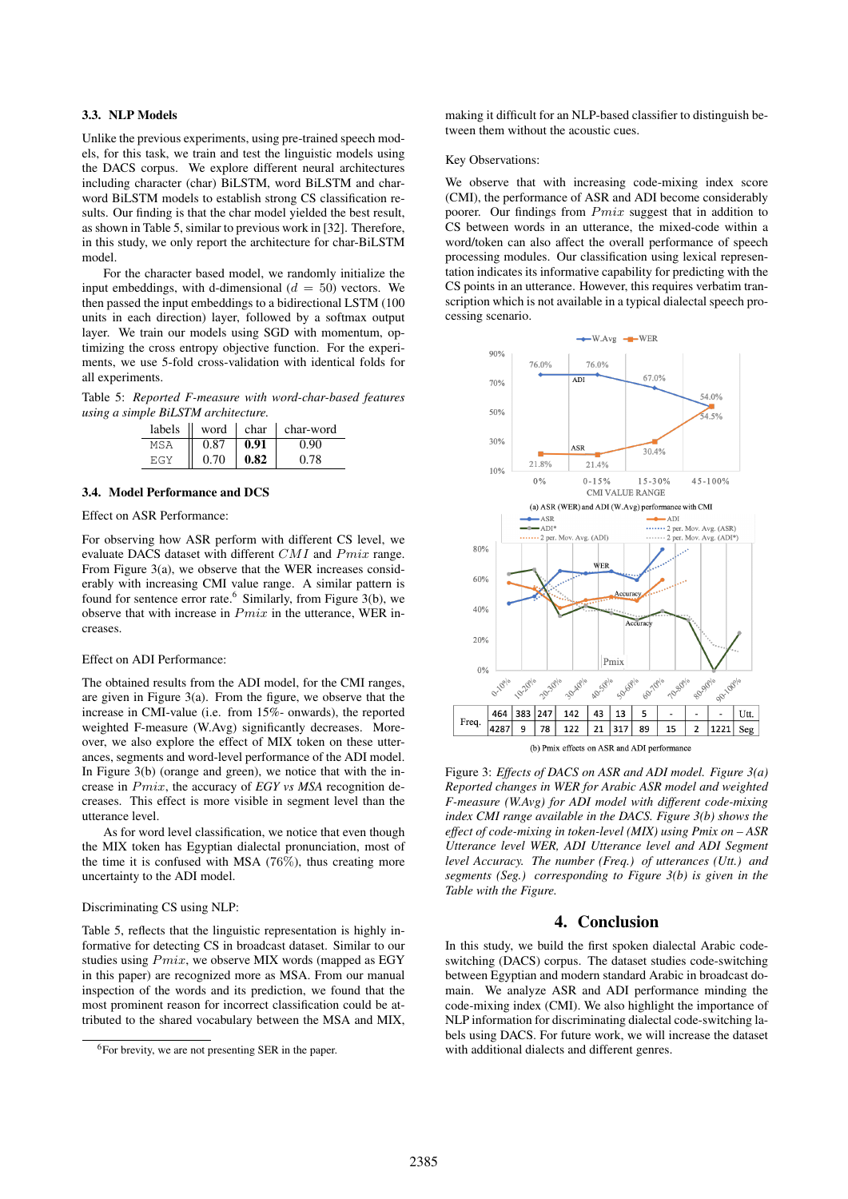### 3.3. NLP Models

Unlike the previous experiments, using pre-trained speech models, for this task, we train and test the linguistic models using the DACS corpus. We explore different neural architectures including character (char) BiLSTM, word BiLSTM and char-word BiLSTM models to establish strong CS classification results. Our finding is that the char model yielded the best result, as shown in Table 5, similar to previous work in [32]. Therefore, in this study, we only report the architecture for char-BiLSTM model.

For the character based model, we randomly initialize the input embeddings, with d-dimensional ($d = 50$) vectors. We then passed the input embeddings to a bidirectional LSTM (100 units in each direction) layer, followed by a softmax output layer. We train our models using SGD with momentum, optimizing the cross entropy objective function. For the experiments, we use 5-fold cross-validation with identical folds for all experiments.

Table 5: *Reported F-measure with word-char-based features using a simple BiLSTM architecture.*

| labels | word | char | char-word |
|---|---|---|---|
| MSA | 0.87 | **0.91** | 0.90 |
| EGY | 0.70 | **0.82** | 0.78 |

### 3.4. Model Performance and DCS

Effect on ASR Performance:

For observing how ASR perform with different CS level, we evaluate DACS dataset with different $CMI$ and $Pmix$ range. From Figure 3(a), we observe that the WER increases considerably with increasing CMI value range. A similar pattern is found for sentence error rate.[6] Similarly, from Figure 3(b), we observe that with increase in $Pmix$ in the utterance, WER increases.

Effect on ADI Performance:

The obtained results from the ADI model, for the CMI ranges, are given in Figure 3(a). From the figure, we observe that the increase in CMI-value (i.e. from 15%- onwards), the reported weighted F-measure (W.Avg) significantly decreases. Moreover, we also explore the effect of MIX token on these utterances, segments and word-level performance of the ADI model. In Figure 3(b) (orange and green), we notice that with the increase in $Pmix$, the accuracy of *EGY vs MSA* recognition decreases. This effect is more visible in segment level than the utterance level.

As for word level classification, we notice that even though the MIX token has Egyptian dialectal pronunciation, most of the time it is confused with MSA (76%), thus creating more uncertainty to the ADI model.

Discriminating CS using NLP:

Table 5, reflects that the linguistic representation is highly informative for detecting CS in broadcast dataset. Similar to our studies using $Pmix$, we observe MIX words (mapped as EGY in this paper) are recognized more as MSA. From our manual inspection of the words and its prediction, we found that the most prominent reason for incorrect classification could be attributed to the shared vocabulary between the MSA and MIX, making it difficult for an NLP-based classifier to distinguish between them without the acoustic cues.

Key Observations:

We observe that with increasing code-mixing index score (CMI), the performance of ASR and ADI become considerably poorer. Our findings from $Pmix$ suggest that in addition to CS between words in an utterance, the mixed-code within a word/token can also affect the overall performance of speech processing modules. Our classification using lexical representation indicates its informative capability for predicting with the CS points in an utterance. However, this requires verbatim transcription which is not available in a typical dialectal speech processing scenario.

(a) ASR (WER) and ADI (W.Avg) performance with CMI

| Freq. | 0-10% | 10-20% | 20-30% | 30-40% | 40-50% | 50-60% | 60-70% | 70-80% | 80-90% | 90-100% | |
|---|---|---|---|---|---|---|---|---|---|---|---|
| | 464 | 383 | 247 | 142 | 43 | 13 | 5 | - | - | - | Utt. |
| | 4287 | 9 | 78 | 122 | 21 | 317 | 89 | 15 | 2 | 1221 | Seg |

(b) Pmix effects on ASR and ADI performance

Figure 3: *Effects of DACS on ASR and ADI model. Figure 3(a) Reported changes in WER for Arabic ASR model and weighted F-measure (W.Avg) for ADI model with different code-mixing index CMI range available in the DACS. Figure 3(b) shows the effect of code-mixing in token-level (MIX) using Pmix on – ASR Utterance level WER, ADI Utterance level and ADI Segment level Accuracy. The number (Freq.) of utterances (Utt.) and segments (Seg.) corresponding to Figure 3(b) is given in the Table with the Figure.*

## 4. Conclusion

In this study, we build the first spoken dialectal Arabic code-switching (DACS) corpus. The dataset studies code-switching between Egyptian and modern standard Arabic in broadcast domain. We analyze ASR and ADI performance minding the code-mixing index (CMI). We also highlight the importance of NLP information for discriminating dialectal code-switching labels using DACS. For future work, we will increase the dataset with additional dialects and different genres.

[6] For brevity, we are not presenting SER in the paper.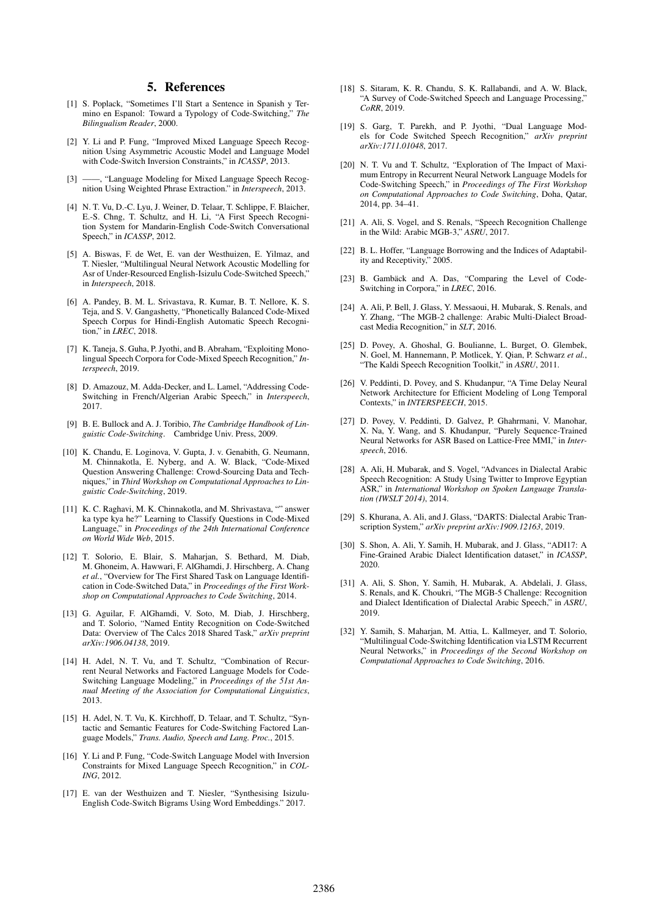## 5. References

[1] S. Poplack, "Sometimes I'll Start a Sentence in Spanish y Termino en Espanol: Toward a Typology of Code-Switching," *The Bilingualism Reader*, 2000.

[2] Y. Li and P. Fung, "Improved Mixed Language Speech Recognition Using Asymmetric Acoustic Model and Language Model with Code-Switch Inversion Constraints," in *ICASSP*, 2013.

[3] ——, "Language Modeling for Mixed Language Speech Recognition Using Weighted Phrase Extraction." in *Interspeech*, 2013.

[4] N. T. Vu, D.-C. Lyu, J. Weiner, D. Telaar, T. Schlippe, F. Blaicher, E.-S. Chng, T. Schultz, and H. Li, "A First Speech Recognition System for Mandarin-English Code-Switch Conversational Speech," in *ICASSP*, 2012.

[5] A. Biswas, F. de Wet, E. van der Westhuizen, E. Yilmaz, and T. Niesler, "Multilingual Neural Network Acoustic Modelling for Asr of Under-Resourced English-Isizulu Code-Switched Speech," in *Interspeech*, 2018.

[6] A. Pandey, B. M. L. Srivastava, R. Kumar, B. T. Nellore, K. S. Teja, and S. V. Gangashetty, "Phonetically Balanced Code-Mixed Speech Corpus for Hindi-English Automatic Speech Recognition," in *LREC*, 2018.

[7] K. Taneja, S. Guha, P. Jyothi, and B. Abraham, "Exploiting Monolingual Speech Corpora for Code-Mixed Speech Recognition," *Interspeech*, 2019.

[8] D. Amazouz, M. Adda-Decker, and L. Lamel, "Addressing Code-Switching in French/Algerian Arabic Speech," in *Interspeech*, 2017.

[9] B. E. Bullock and A. J. Toribio, *The Cambridge Handbook of Linguistic Code-Switching*. Cambridge Univ. Press, 2009.

[10] K. Chandu, E. Loginova, V. Gupta, J. v. Genabith, G. Neumann, M. Chinnakotla, E. Nyberg, and A. W. Black, "Code-Mixed Question Answering Challenge: Crowd-Sourcing Data and Techniques," in *Third Workshop on Computational Approaches to Linguistic Code-Switching*, 2019.

[11] K. C. Raghavi, M. K. Chinnakotla, and M. Shrivastava, "" answer ka type kya he?" Learning to Classify Questions in Code-Mixed Language," in *Proceedings of the 24th International Conference on World Wide Web*, 2015.

[12] T. Solorio, E. Blair, S. Maharjan, S. Bethard, M. Diab, M. Ghoneim, A. Hawwari, F. AlGhamdi, J. Hirschberg, A. Chang *et al.*, "Overview for The First Shared Task on Language Identification in Code-Switched Data," in *Proceedings of the First Workshop on Computational Approaches to Code Switching*, 2014.

[13] G. Aguilar, F. AlGhamdi, V. Soto, M. Diab, J. Hirschberg, and T. Solorio, "Named Entity Recognition on Code-Switched Data: Overview of The Calcs 2018 Shared Task," *arXiv preprint arXiv:1906.04138*, 2019.

[14] H. Adel, N. T. Vu, and T. Schultz, "Combination of Recurrent Neural Networks and Factored Language Models for Code-Switching Language Modeling," in *Proceedings of the 51st Annual Meeting of the Association for Computational Linguistics*, 2013.

[15] H. Adel, N. T. Vu, K. Kirchhoff, D. Telaar, and T. Schultz, "Syntactic and Semantic Features for Code-Switching Factored Language Models," *Trans. Audio, Speech and Lang. Proc.*, 2015.

[16] Y. Li and P. Fung, "Code-Switch Language Model with Inversion Constraints for Mixed Language Speech Recognition," in *COLING*, 2012.

[17] E. van der Westhuizen and T. Niesler, "Synthesising Isizulu-English Code-Switch Bigrams Using Word Embeddings." 2017.

[18] S. Sitaram, K. R. Chandu, S. K. Rallabandi, and A. W. Black, "A Survey of Code-Switched Speech and Language Processing," *CoRR*, 2019.

[19] S. Garg, T. Parekh, and P. Jyothi, "Dual Language Models for Code Switched Speech Recognition," *arXiv preprint arXiv:1711.01048*, 2017.

[20] N. T. Vu and T. Schultz, "Exploration of The Impact of Maximum Entropy in Recurrent Neural Network Language Models for Code-Switching Speech," in *Proceedings of The First Workshop on Computational Approaches to Code Switching*, Doha, Qatar, 2014, pp. 34–41.

[21] A. Ali, S. Vogel, and S. Renals, "Speech Recognition Challenge in the Wild: Arabic MGB-3," *ASRU*, 2017.

[22] B. L. Hoffer, "Language Borrowing and the Indices of Adaptability and Receptivity," 2005.

[23] B. Gambäck and A. Das, "Comparing the Level of Code-Switching in Corpora," in *LREC*, 2016.

[24] A. Ali, P. Bell, J. Glass, Y. Messaoui, H. Mubarak, S. Renals, and Y. Zhang, "The MGB-2 challenge: Arabic Multi-Dialect Broadcast Media Recognition," in *SLT*, 2016.

[25] D. Povey, A. Ghoshal, G. Boulianne, L. Burget, O. Glembek, N. Goel, M. Hannemann, P. Motlicek, Y. Qian, P. Schwarz *et al.*, "The Kaldi Speech Recognition Toolkit," in *ASRU*, 2011.

[26] V. Peddinti, D. Povey, and S. Khudanpur, "A Time Delay Neural Network Architecture for Efficient Modeling of Long Temporal Contexts," in *INTERSPEECH*, 2015.

[27] D. Povey, V. Peddinti, D. Galvez, P. Ghahrmani, V. Manohar, X. Na, Y. Wang, and S. Khudanpur, "Purely Sequence-Trained Neural Networks for ASR Based on Lattice-Free MMI," in *Interspeech*, 2016.

[28] A. Ali, H. Mubarak, and S. Vogel, "Advances in Dialectal Arabic Speech Recognition: A Study Using Twitter to Improve Egyptian ASR," in *International Workshop on Spoken Language Translation (IWSLT 2014)*, 2014.

[29] S. Khurana, A. Ali, and J. Glass, "DARTS: Dialectal Arabic Transcription System," *arXiv preprint arXiv:1909.12163*, 2019.

[30] S. Shon, A. Ali, Y. Samih, H. Mubarak, and J. Glass, "ADI17: A Fine-Grained Arabic Dialect Identification dataset," in *ICASSP*, 2020.

[31] A. Ali, S. Shon, Y. Samih, H. Mubarak, A. Abdelali, J. Glass, S. Renals, and K. Choukri, "The MGB-5 Challenge: Recognition and Dialect Identification of Dialectal Arabic Speech," in *ASRU*, 2019.

[32] Y. Samih, S. Maharjan, M. Attia, L. Kallmeyer, and T. Solorio, "Multilingual Code-Switching Identification via LSTM Recurrent Neural Networks," in *Proceedings of the Second Workshop on Computational Approaches to Code Switching*, 2016.